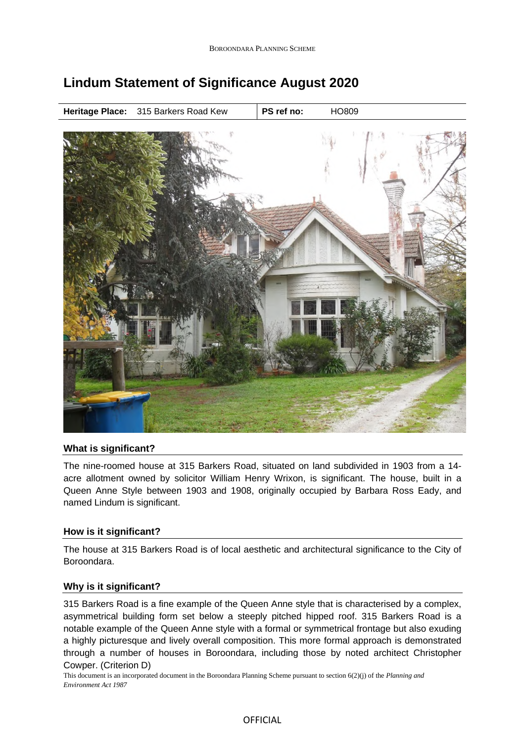# Lindum Statement of Significance August 2020

| **Heritage Place:** 315 Barkers Road Kew | **PS ref no:** HO809 |
| --- | --- |

## What is significant?

The nine-roomed house at 315 Barkers Road, situated on land subdivided in 1903 from a 14-acre allotment owned by solicitor William Henry Wrixon, is significant. The house, built in a Queen Anne Style between 1903 and 1908, originally occupied by Barbara Ross Eady, and named Lindum is significant.

## How is it significant?

The house at 315 Barkers Road is of local aesthetic and architectural significance to the City of Boroondara.

## Why is it significant?

315 Barkers Road is a fine example of the Queen Anne style that is characterised by a complex, asymmetrical building form set below a steeply pitched hipped roof. 315 Barkers Road is a notable example of the Queen Anne style with a formal or symmetrical frontage but also exuding a highly picturesque and lively overall composition. This more formal approach is demonstrated through a number of houses in Boroondara, including those by noted architect Christopher Cowper. (Criterion D)

This document is an incorporated document in the Boroondara Planning Scheme pursuant to section 6(2)(j) of the *Planning and Environment Act 1987*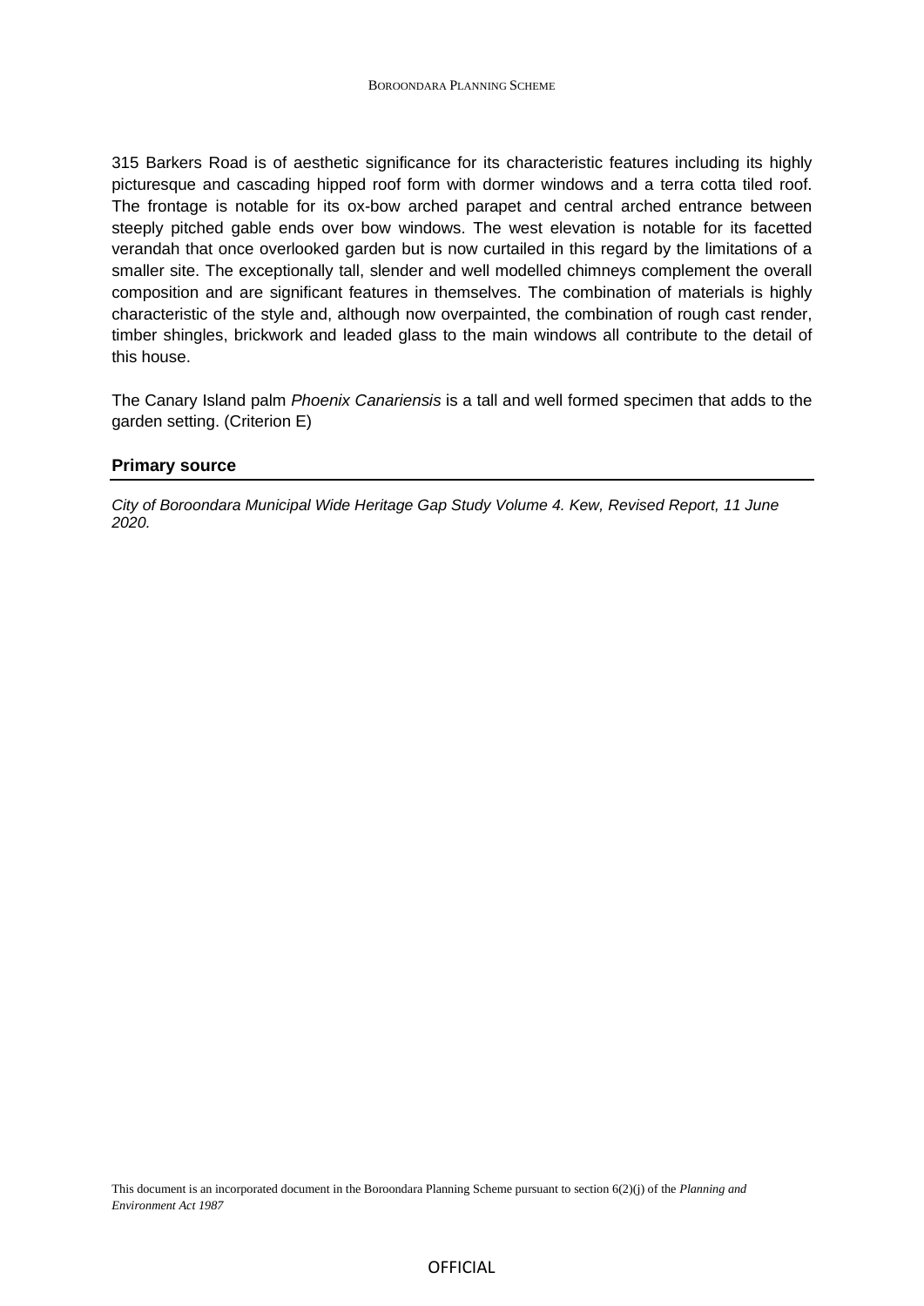315 Barkers Road is of aesthetic significance for its characteristic features including its highly picturesque and cascading hipped roof form with dormer windows and a terra cotta tiled roof. The frontage is notable for its ox-bow arched parapet and central arched entrance between steeply pitched gable ends over bow windows. The west elevation is notable for its facetted verandah that once overlooked garden but is now curtailed in this regard by the limitations of a smaller site. The exceptionally tall, slender and well modelled chimneys complement the overall composition and are significant features in themselves. The combination of materials is highly characteristic of the style and, although now overpainted, the combination of rough cast render, timber shingles, brickwork and leaded glass to the main windows all contribute to the detail of this house.

The Canary Island palm *Phoenix Canariensis* is a tall and well formed specimen that adds to the garden setting. (Criterion E)

## Primary source

*City of Boroondara Municipal Wide Heritage Gap Study Volume 4. Kew, Revised Report, 11 June 2020.*

This document is an incorporated document in the Boroondara Planning Scheme pursuant to section 6(2)(j) of the *Planning and Environment Act 1987*